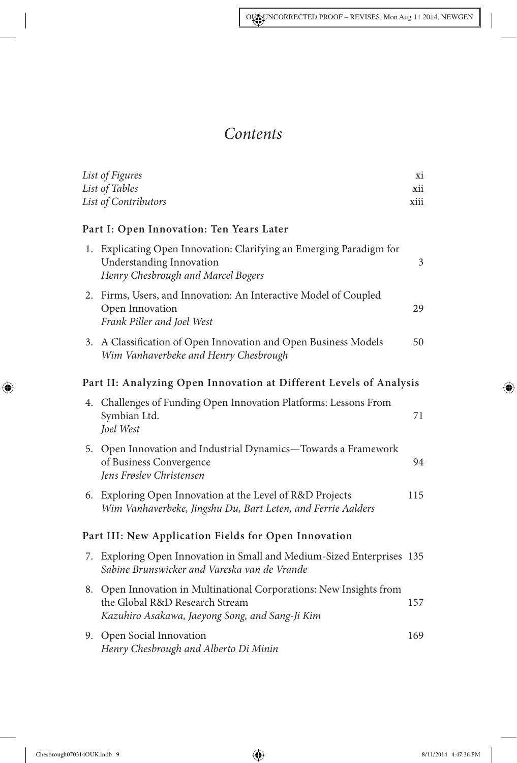# *Contents*

*List of Figures* xi
*List of Tables* xii
*List of Contributors* xiii

## Part I: Open Innovation: Ten Years Later

1. Explicating Open Innovation: Clarifying an Emerging Paradigm for Understanding Innovation 3
   *Henry Chesbrough and Marcel Bogers*

2. Firms, Users, and Innovation: An Interactive Model of Coupled Open Innovation 29
   *Frank Piller and Joel West*

3. A Classification of Open Innovation and Open Business Models 50
   *Wim Vanhaverbeke and Henry Chesbrough*

## Part II: Analyzing Open Innovation at Different Levels of Analysis

4. Challenges of Funding Open Innovation Platforms: Lessons From Symbian Ltd. 71
   *Joel West*

5. Open Innovation and Industrial Dynamics—Towards a Framework of Business Convergence 94
   *Jens Frøslev Christensen*

6. Exploring Open Innovation at the Level of R&D Projects 115
   *Wim Vanhaverbeke, Jingshu Du, Bart Leten, and Ferrie Aalders*

## Part III: New Application Fields for Open Innovation

7. Exploring Open Innovation in Small and Medium-Sized Enterprises 135
   *Sabine Brunswicker and Vareska van de Vrande*

8. Open Innovation in Multinational Corporations: New Insights from the Global R&D Research Stream 157
   *Kazuhiro Asakawa, Jaeyong Song, and Sang-Ji Kim*

9. Open Social Innovation 169
   *Henry Chesbrough and Alberto Di Minin*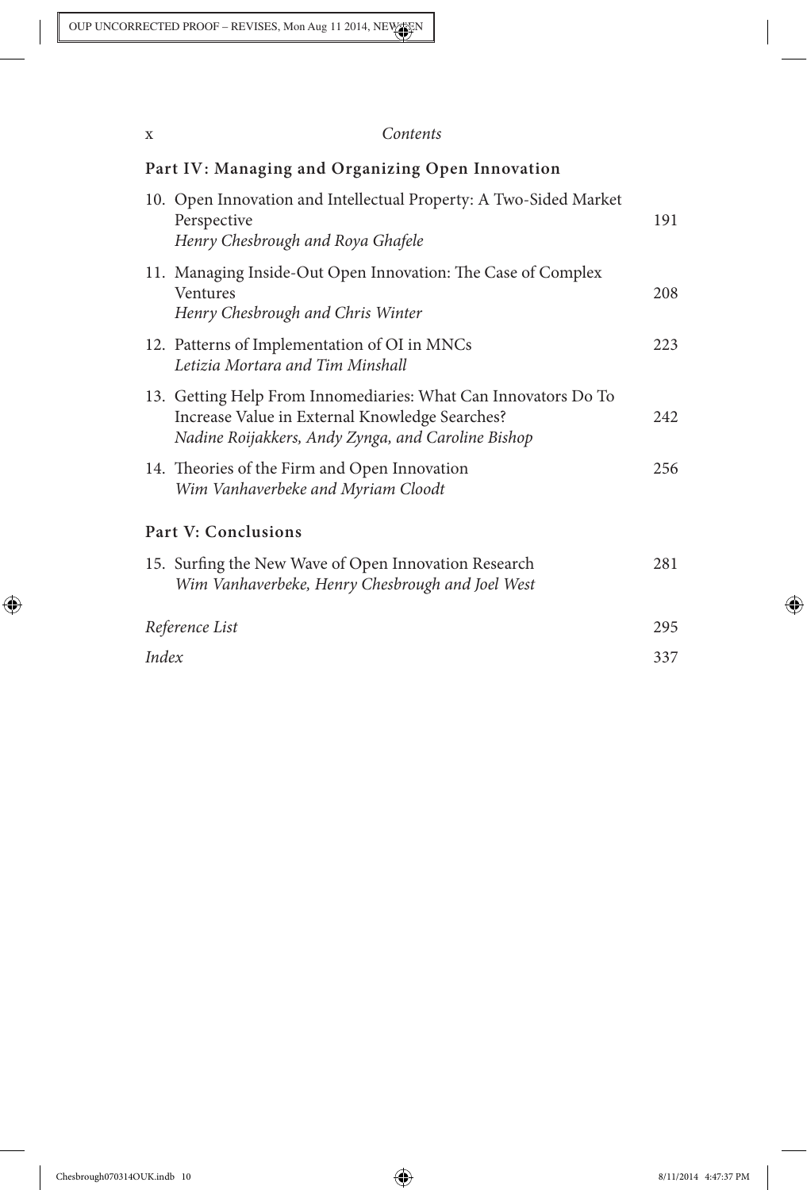## Part IV: Managing and Organizing Open Innovation

10. Open Innovation and Intellectual Property: A Two-Sided Market Perspective 191
    *Henry Chesbrough and Roya Ghafele*
11. Managing Inside-Out Open Innovation: The Case of Complex Ventures 208
    *Henry Chesbrough and Chris Winter*
12. Patterns of Implementation of OI in MNCs 223
    *Letizia Mortara and Tim Minshall*
13. Getting Help From Innomediaries: What Can Innovators Do To Increase Value in External Knowledge Searches? 242
    *Nadine Roijakkers, Andy Zynga, and Caroline Bishop*
14. Theories of the Firm and Open Innovation 256
    *Wim Vanhaverbeke and Myriam Cloodt*

## Part V: Conclusions

15. Surfing the New Wave of Open Innovation Research 281
    *Wim Vanhaverbeke, Henry Chesbrough and Joel West*

*Reference List* 295

*Index* 337